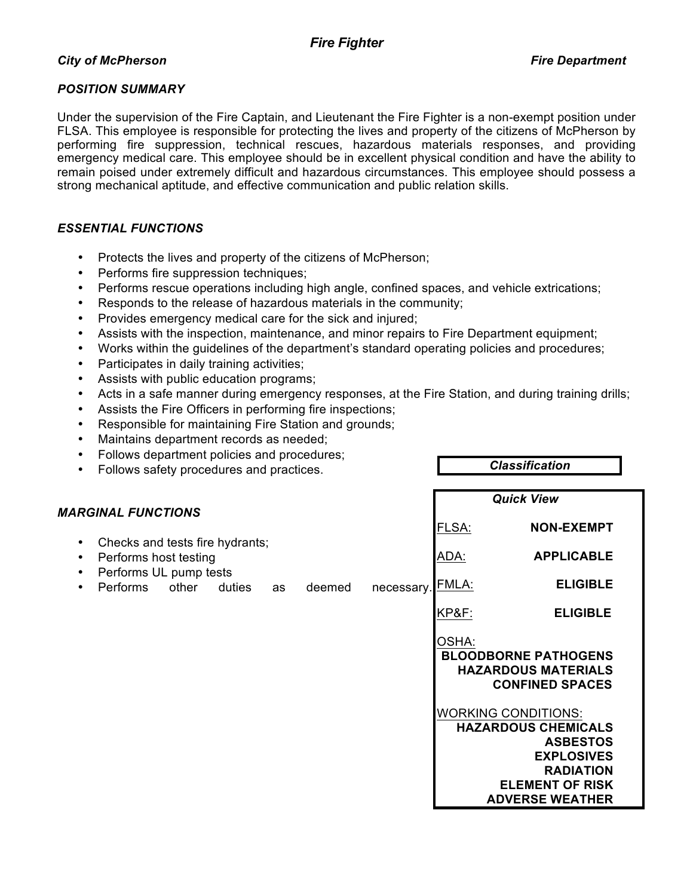# *Fire Fighter*

***City of McPherson*** ***Fire Department***

## *POSITION SUMMARY*

Under the supervision of the Fire Captain, and Lieutenant the Fire Fighter is a non-exempt position under FLSA. This employee is responsible for protecting the lives and property of the citizens of McPherson by performing fire suppression, technical rescues, hazardous materials responses, and providing emergency medical care. This employee should be in excellent physical condition and have the ability to remain poised under extremely difficult and hazardous circumstances. This employee should possess a strong mechanical aptitude, and effective communication and public relation skills.

## *ESSENTIAL FUNCTIONS*

- Protects the lives and property of the citizens of McPherson;
- Performs fire suppression techniques;
- Performs rescue operations including high angle, confined spaces, and vehicle extrications;
- Responds to the release of hazardous materials in the community;
- Provides emergency medical care for the sick and injured;
- Assists with the inspection, maintenance, and minor repairs to Fire Department equipment;
- Works within the guidelines of the department's standard operating policies and procedures;
- Participates in daily training activities;
- Assists with public education programs;
- Acts in a safe manner during emergency responses, at the Fire Station, and during training drills;
- Assists the Fire Officers in performing fire inspections;
- Responsible for maintaining Fire Station and grounds;
- Maintains department records as needed;
- Follows department policies and procedures;
- Follows safety procedures and practices.

## *MARGINAL FUNCTIONS*

- Checks and tests fire hydrants;
- Performs host testing
- Performs UL pump tests
- Performs other duties as deemed necessary.

***Classification***

***Quick View***

| | |
|---|---|
| FLSA: | **NON-EXEMPT** |
| ADA: | **APPLICABLE** |
| FMLA: | **ELIGIBLE** |
| KP&F: | **ELIGIBLE** |

OSHA:
**BLOODBORNE PATHOGENS**
**HAZARDOUS MATERIALS**
**CONFINED SPACES**

WORKING CONDITIONS:
**HAZARDOUS CHEMICALS**
**ASBESTOS**
**EXPLOSIVES**
**RADIATION**
**ELEMENT OF RISK**
**ADVERSE WEATHER**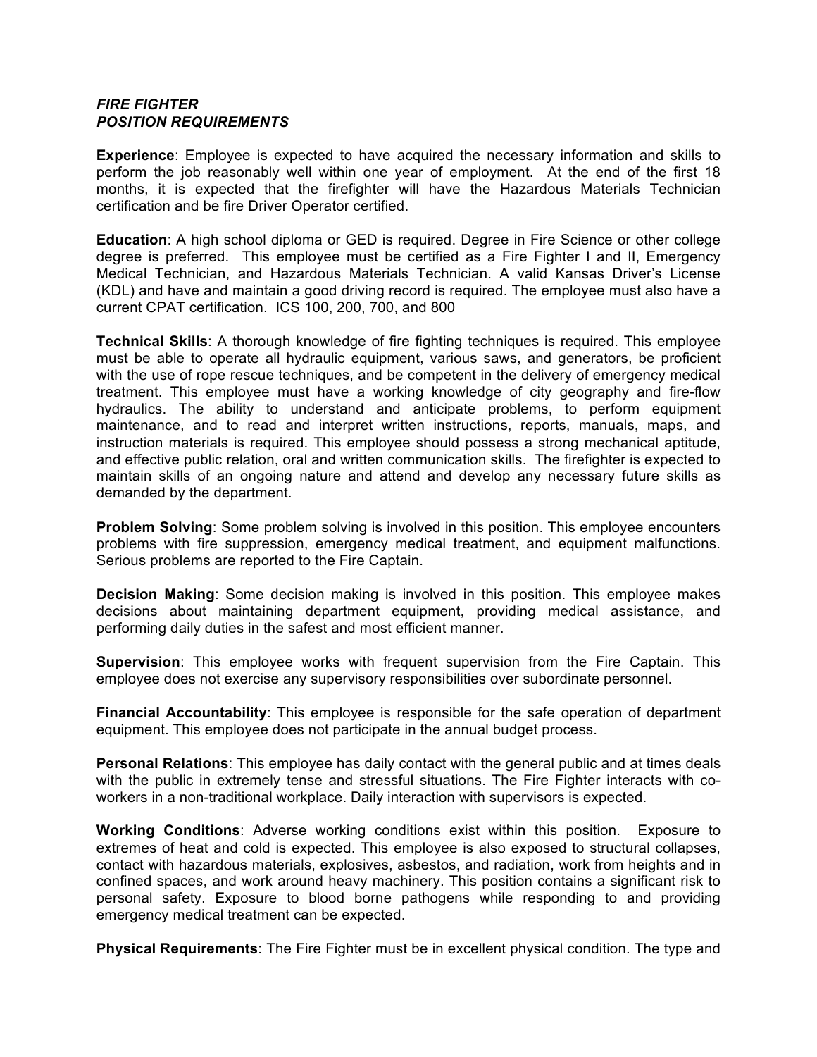***FIRE FIGHTER***
***POSITION REQUIREMENTS***

**Experience**: Employee is expected to have acquired the necessary information and skills to perform the job reasonably well within one year of employment. At the end of the first 18 months, it is expected that the firefighter will have the Hazardous Materials Technician certification and be fire Driver Operator certified.

**Education**: A high school diploma or GED is required. Degree in Fire Science or other college degree is preferred. This employee must be certified as a Fire Fighter I and II, Emergency Medical Technician, and Hazardous Materials Technician. A valid Kansas Driver's License (KDL) and have and maintain a good driving record is required. The employee must also have a current CPAT certification. ICS 100, 200, 700, and 800

**Technical Skills**: A thorough knowledge of fire fighting techniques is required. This employee must be able to operate all hydraulic equipment, various saws, and generators, be proficient with the use of rope rescue techniques, and be competent in the delivery of emergency medical treatment. This employee must have a working knowledge of city geography and fire-flow hydraulics. The ability to understand and anticipate problems, to perform equipment maintenance, and to read and interpret written instructions, reports, manuals, maps, and instruction materials is required. This employee should possess a strong mechanical aptitude, and effective public relation, oral and written communication skills. The firefighter is expected to maintain skills of an ongoing nature and attend and develop any necessary future skills as demanded by the department.

**Problem Solving**: Some problem solving is involved in this position. This employee encounters problems with fire suppression, emergency medical treatment, and equipment malfunctions. Serious problems are reported to the Fire Captain.

**Decision Making**: Some decision making is involved in this position. This employee makes decisions about maintaining department equipment, providing medical assistance, and performing daily duties in the safest and most efficient manner.

**Supervision**: This employee works with frequent supervision from the Fire Captain. This employee does not exercise any supervisory responsibilities over subordinate personnel.

**Financial Accountability**: This employee is responsible for the safe operation of department equipment. This employee does not participate in the annual budget process.

**Personal Relations**: This employee has daily contact with the general public and at times deals with the public in extremely tense and stressful situations. The Fire Fighter interacts with co-workers in a non-traditional workplace. Daily interaction with supervisors is expected.

**Working Conditions**: Adverse working conditions exist within this position. Exposure to extremes of heat and cold is expected. This employee is also exposed to structural collapses, contact with hazardous materials, explosives, asbestos, and radiation, work from heights and in confined spaces, and work around heavy machinery. This position contains a significant risk to personal safety. Exposure to blood borne pathogens while responding to and providing emergency medical treatment can be expected.

**Physical Requirements**: The Fire Fighter must be in excellent physical condition. The type and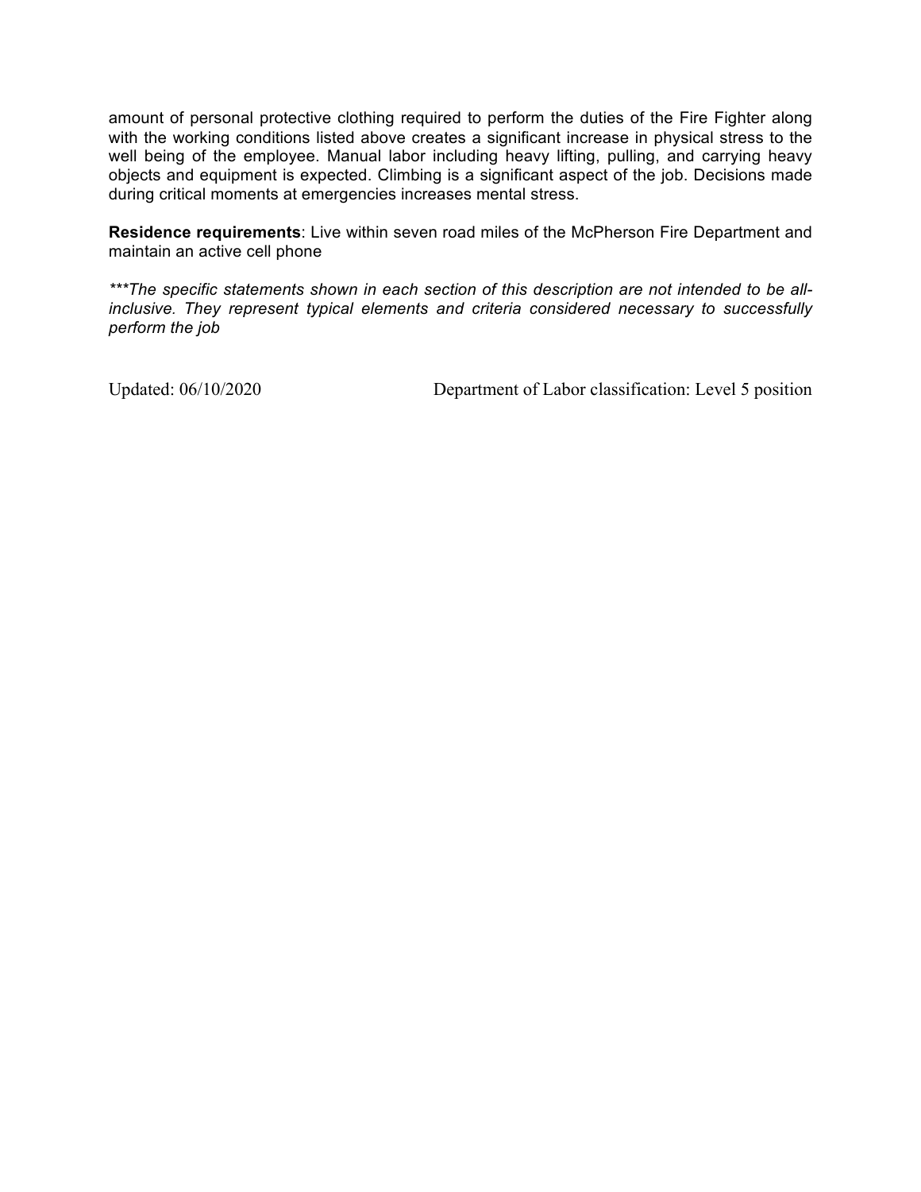amount of personal protective clothing required to perform the duties of the Fire Fighter along with the working conditions listed above creates a significant increase in physical stress to the well being of the employee. Manual labor including heavy lifting, pulling, and carrying heavy objects and equipment is expected. Climbing is a significant aspect of the job. Decisions made during critical moments at emergencies increases mental stress.

**Residence requirements**: Live within seven road miles of the McPherson Fire Department and maintain an active cell phone

****The specific statements shown in each section of this description are not intended to be all-inclusive. They represent typical elements and criteria considered necessary to successfully perform the job*

Updated: 06/10/2020 Department of Labor classification: Level 5 position